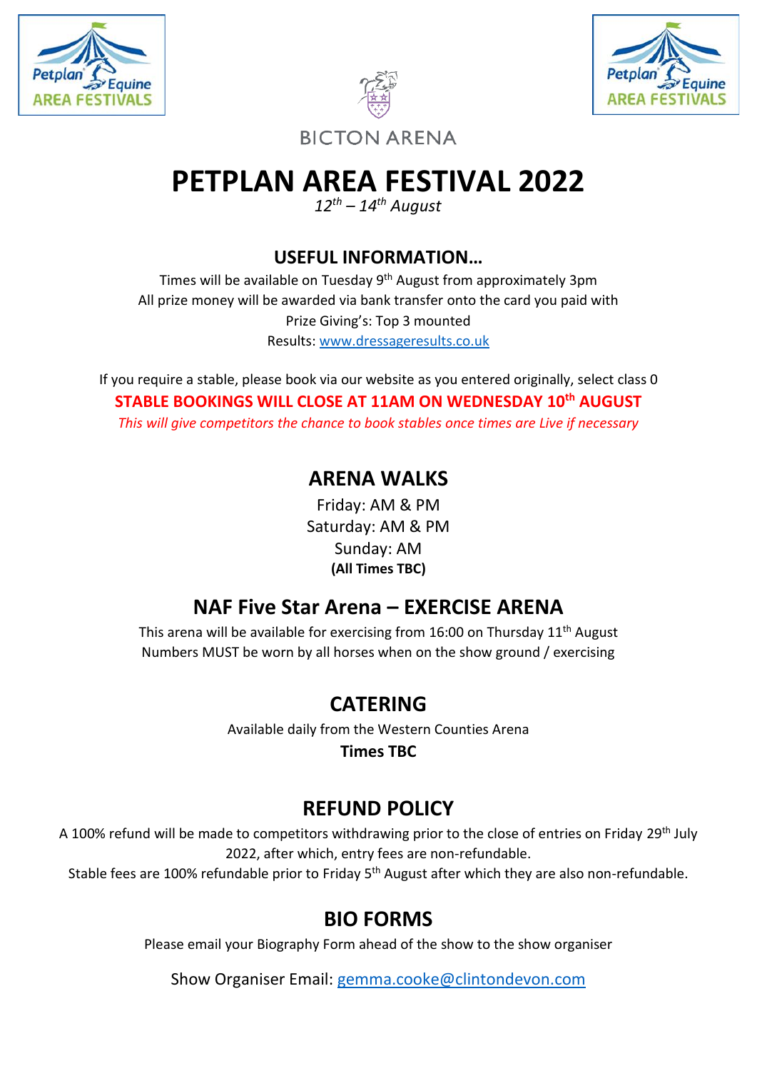BICTON ARENA

# PETPLAN AREA FESTIVAL 2022

*12th – 14th August*

## USEFUL INFORMATION…

Times will be available on Tuesday 9th August from approximately 3pm
All prize money will be awarded via bank transfer onto the card you paid with
Prize Giving's: Top 3 mounted
Results: www.dressageresults.co.uk

If you require a stable, please book via our website as you entered originally, select class 0

**STABLE BOOKINGS WILL CLOSE AT 11AM ON WEDNESDAY 10th AUGUST**

*This will give competitors the chance to book stables once times are Live if necessary*

## ARENA WALKS

Friday: AM & PM
Saturday: AM & PM
Sunday: AM
**(All Times TBC)**

## NAF Five Star Arena – EXERCISE ARENA

This arena will be available for exercising from 16:00 on Thursday 11th August
Numbers MUST be worn by all horses when on the show ground / exercising

## CATERING

Available daily from the Western Counties Arena
**Times TBC**

## REFUND POLICY

A 100% refund will be made to competitors withdrawing prior to the close of entries on Friday 29th July 2022, after which, entry fees are non-refundable.
Stable fees are 100% refundable prior to Friday 5th August after which they are also non-refundable.

## BIO FORMS

Please email your Biography Form ahead of the show to the show organiser

Show Organiser Email: gemma.cooke@clintondevon.com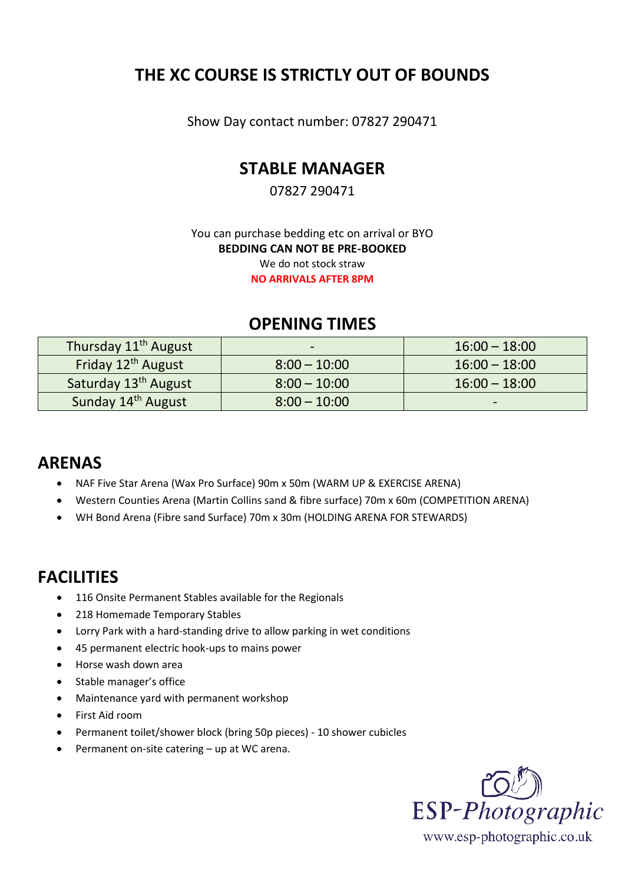## THE XC COURSE IS STRICTLY OUT OF BOUNDS

Show Day contact number: 07827 290471

## STABLE MANAGER

07827 290471

You can purchase bedding etc on arrival or BYO

**BEDDING CAN NOT BE PRE-BOOKED**

We do not stock straw

**NO ARRIVALS AFTER 8PM**

## OPENING TIMES

| | | |
|---|---|---|
| Thursday 11th August | - | 16:00 – 18:00 |
| Friday 12th August | 8:00 – 10:00 | 16:00 – 18:00 |
| Saturday 13th August | 8:00 – 10:00 | 16:00 – 18:00 |
| Sunday 14th August | 8:00 – 10:00 | - |

## ARENAS

- NAF Five Star Arena (Wax Pro Surface) 90m x 50m (WARM UP & EXERCISE ARENA)
- Western Counties Arena (Martin Collins sand & fibre surface) 70m x 60m (COMPETITION ARENA)
- WH Bond Arena (Fibre sand Surface) 70m x 30m (HOLDING ARENA FOR STEWARDS)

## FACILITIES

- 116 Onsite Permanent Stables available for the Regionals
- 218 Homemade Temporary Stables
- Lorry Park with a hard-standing drive to allow parking in wet conditions
- 45 permanent electric hook-ups to mains power
- Horse wash down area
- Stable manager's office
- Maintenance yard with permanent workshop
- First Aid room
- Permanent toilet/shower block (bring 50p pieces) - 10 shower cubicles
- Permanent on-site catering – up at WC arena.

ESP-Photographic

www.esp-photographic.co.uk